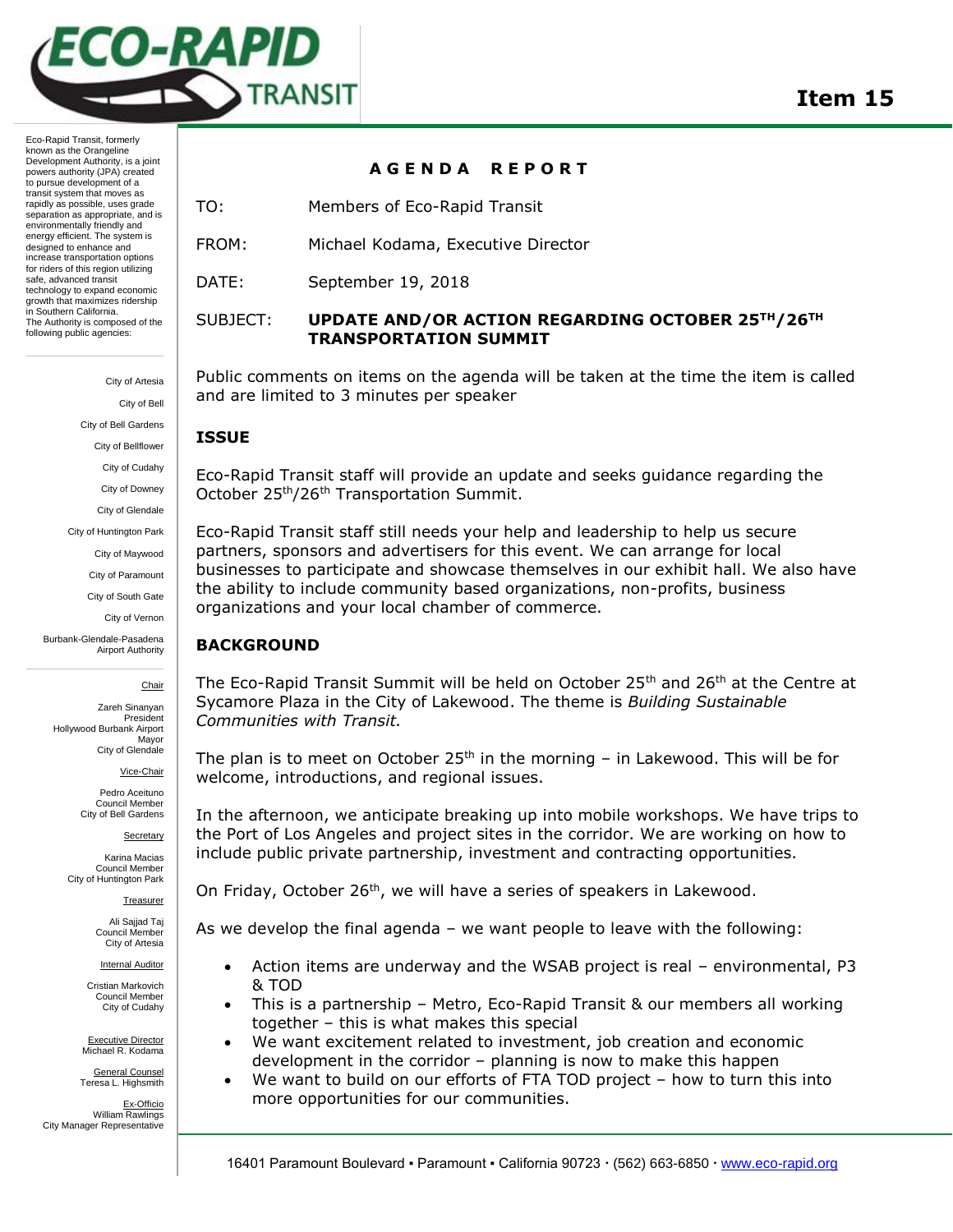# Item 15

Eco-Rapid Transit, formerly known as the Orangeline Development Authority, is a joint powers authority (JPA) created to pursue development of a transit system that moves as rapidly as possible, uses grade separation as appropriate, and is environmentally friendly and energy efficient. The system is designed to enhance and increase transportation options for riders of this region utilizing safe, advanced transit technology to expand economic growth that maximizes ridership in Southern California.
The Authority is composed of the following public agencies:

City of Artesia
City of Bell
City of Bell Gardens
City of Bellflower
City of Cudahy
City of Downey
City of Glendale
City of Huntington Park
City of Maywood
City of Paramount
City of South Gate
City of Vernon
Burbank-Glendale-Pasadena Airport Authority

Chair
Zareh Sinanyan
President
Hollywood Burbank Airport
Mayor
City of Glendale

Vice-Chair
Pedro Aceituno
Council Member
City of Bell Gardens

Secretary
Karina Macias
Council Member
City of Huntington Park

Treasurer
Ali Sajjad Taj
Council Member
City of Artesia

Internal Auditor
Cristian Markovich
Council Member
City of Cudahy

Executive Director
Michael R. Kodama

General Counsel
Teresa L. Highsmith

Ex-Officio
William Rawlings
City Manager Representative

## AGENDA REPORT

TO: Members of Eco-Rapid Transit

FROM: Michael Kodama, Executive Director

DATE: September 19, 2018

SUBJECT: **UPDATE AND/OR ACTION REGARDING OCTOBER 25TH/26TH TRANSPORTATION SUMMIT**

Public comments on items on the agenda will be taken at the time the item is called and are limited to 3 minutes per speaker

### ISSUE

Eco-Rapid Transit staff will provide an update and seeks guidance regarding the October 25th/26th Transportation Summit.

Eco-Rapid Transit staff still needs your help and leadership to help us secure partners, sponsors and advertisers for this event. We can arrange for local businesses to participate and showcase themselves in our exhibit hall. We also have the ability to include community based organizations, non-profits, business organizations and your local chamber of commerce.

### BACKGROUND

The Eco-Rapid Transit Summit will be held on October 25th and 26th at the Centre at Sycamore Plaza in the City of Lakewood. The theme is *Building Sustainable Communities with Transit.*

The plan is to meet on October 25th in the morning – in Lakewood. This will be for welcome, introductions, and regional issues.

In the afternoon, we anticipate breaking up into mobile workshops. We have trips to the Port of Los Angeles and project sites in the corridor. We are working on how to include public private partnership, investment and contracting opportunities.

On Friday, October 26th, we will have a series of speakers in Lakewood.

As we develop the final agenda – we want people to leave with the following:

- Action items are underway and the WSAB project is real – environmental, P3 & TOD
- This is a partnership – Metro, Eco-Rapid Transit & our members all working together – this is what makes this special
- We want excitement related to investment, job creation and economic development in the corridor – planning is now to make this happen
- We want to build on our efforts of FTA TOD project – how to turn this into more opportunities for our communities.

16401 Paramount Boulevard ▪ Paramount ▪ California 90723 · (562) 663-6850 · www.eco-rapid.org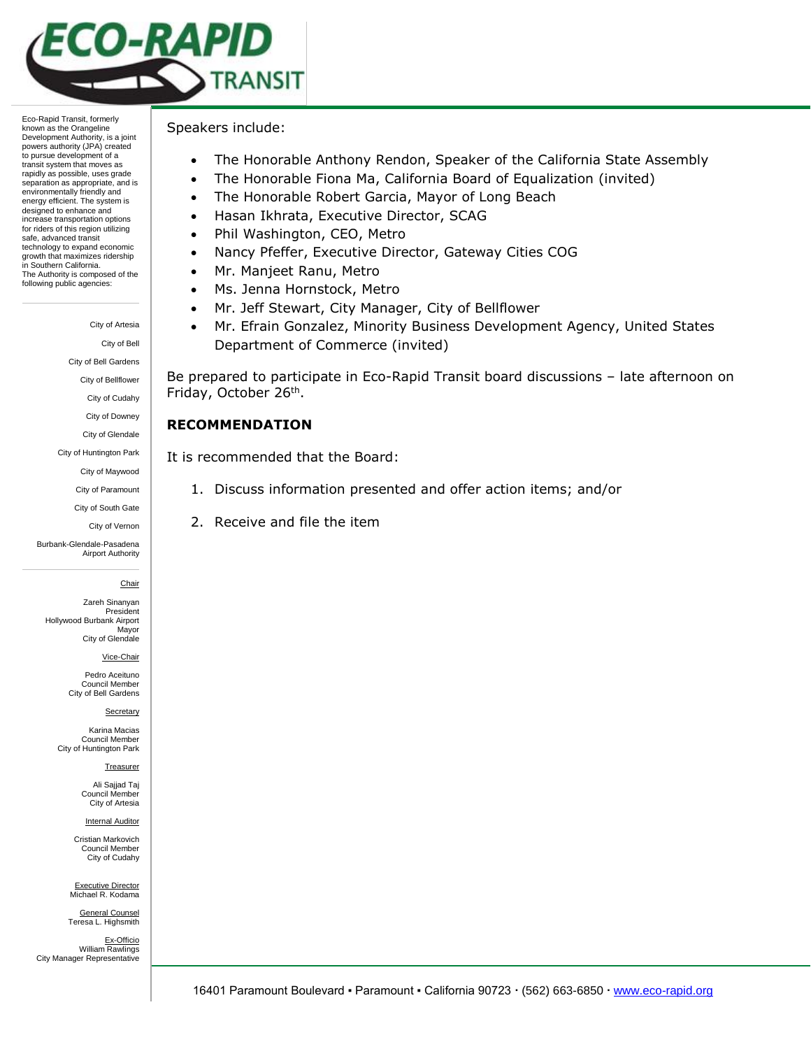Eco-Rapid Transit, formerly known as the Orangeline Development Authority, is a joint powers authority (JPA) created to pursue development of a transit system that moves as rapidly as possible, uses grade separation as appropriate, and is environmentally friendly and energy efficient. The system is designed to enhance and increase transportation options for riders of this region utilizing safe, advanced transit technology to expand economic growth that maximizes ridership in Southern California.
The Authority is composed of the following public agencies:

City of Artesia
City of Bell
City of Bell Gardens
City of Bellflower
City of Cudahy
City of Downey
City of Glendale
City of Huntington Park
City of Maywood
City of Paramount
City of South Gate
City of Vernon
Burbank-Glendale-Pasadena Airport Authority

Chair
Zareh Sinanyan
President
Hollywood Burbank Airport
Mayor
City of Glendale

Vice-Chair
Pedro Aceituno
Council Member
City of Bell Gardens

Secretary
Karina Macias
Council Member
City of Huntington Park

Treasurer
Ali Sajjad Taj
Council Member
City of Artesia

Internal Auditor
Cristian Markovich
Council Member
City of Cudahy

Executive Director
Michael R. Kodama

General Counsel
Teresa L. Highsmith

Ex-Officio
William Rawlings
City Manager Representative

Speakers include:

- The Honorable Anthony Rendon, Speaker of the California State Assembly
- The Honorable Fiona Ma, California Board of Equalization (invited)
- The Honorable Robert Garcia, Mayor of Long Beach
- Hasan Ikhrata, Executive Director, SCAG
- Phil Washington, CEO, Metro
- Nancy Pfeffer, Executive Director, Gateway Cities COG
- Mr. Manjeet Ranu, Metro
- Ms. Jenna Hornstock, Metro
- Mr. Jeff Stewart, City Manager, City of Bellflower
- Mr. Efrain Gonzalez, Minority Business Development Agency, United States Department of Commerce (invited)

Be prepared to participate in Eco-Rapid Transit board discussions – late afternoon on Friday, October 26th.

**RECOMMENDATION**

It is recommended that the Board:

1. Discuss information presented and offer action items; and/or
2. Receive and file the item

16401 Paramount Boulevard ▪ Paramount ▪ California 90723 · (562) 663-6850 · www.eco-rapid.org